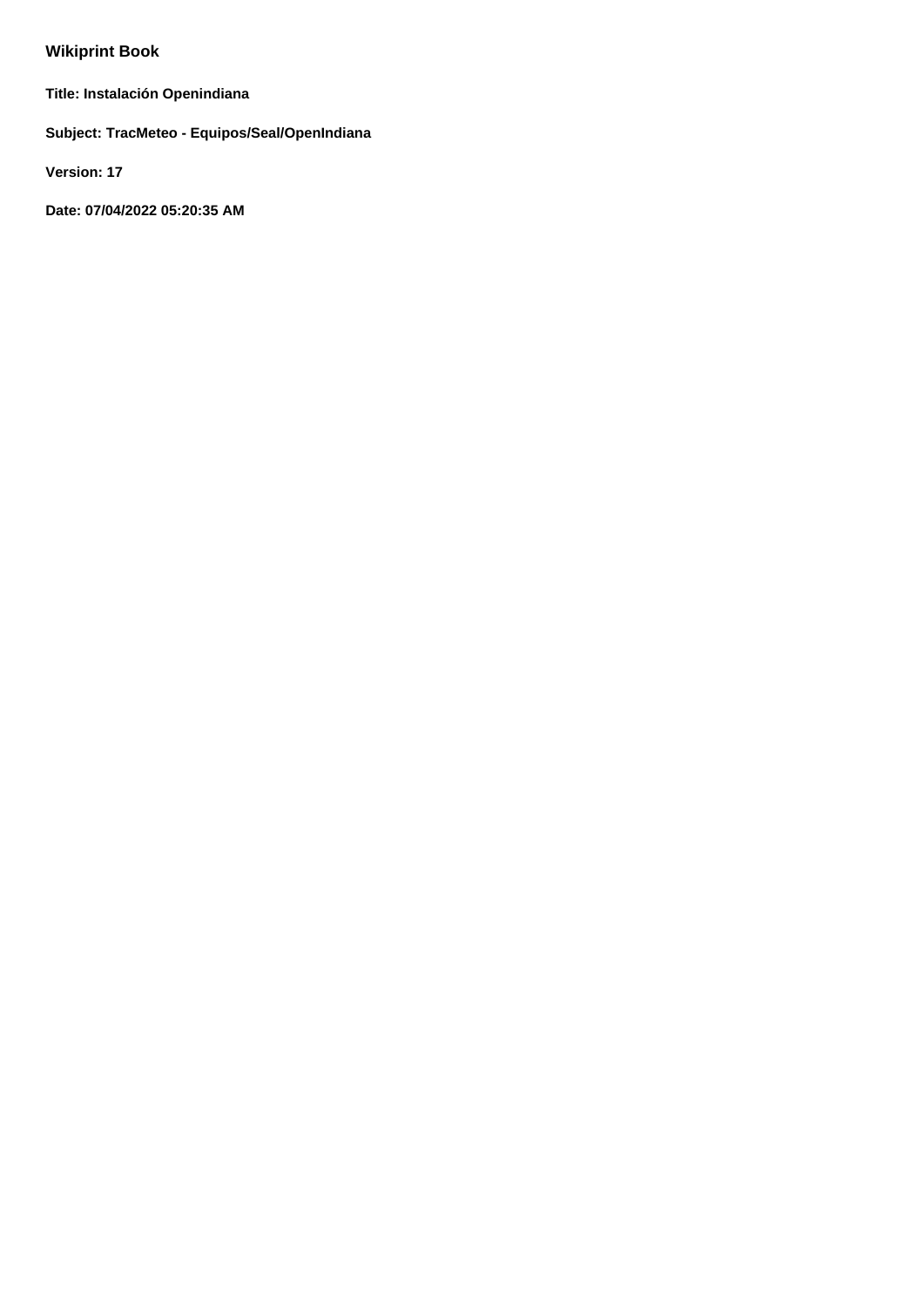## Wikiprint Book

**Title: Instalación Openindiana**

**Subject: TracMeteo - Equipos/Seal/OpenIndiana**

**Version: 17**

**Date: 07/04/2022 05:20:35 AM**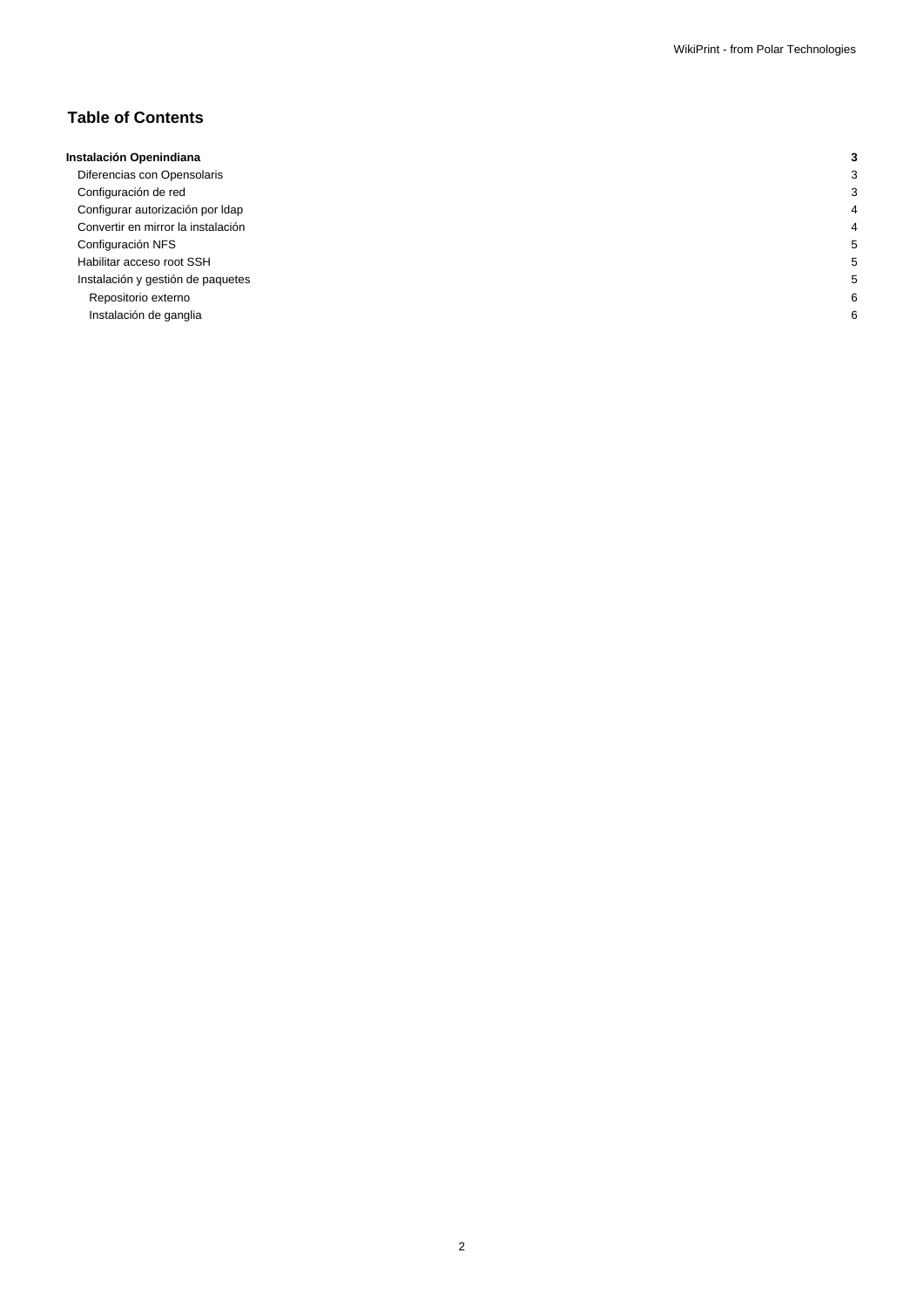## Table of Contents

| | |
|---|---|
| **Instalación Openindiana** | **3** |
| Diferencias con Opensolaris | 3 |
| Configuración de red | 3 |
| Configurar autorización por ldap | 4 |
| Convertir en mirror la instalación | 4 |
| Configuración NFS | 5 |
| Habilitar acceso root SSH | 5 |
| Instalación y gestión de paquetes | 5 |
| Repositorio externo | 6 |
| Instalación de ganglia | 6 |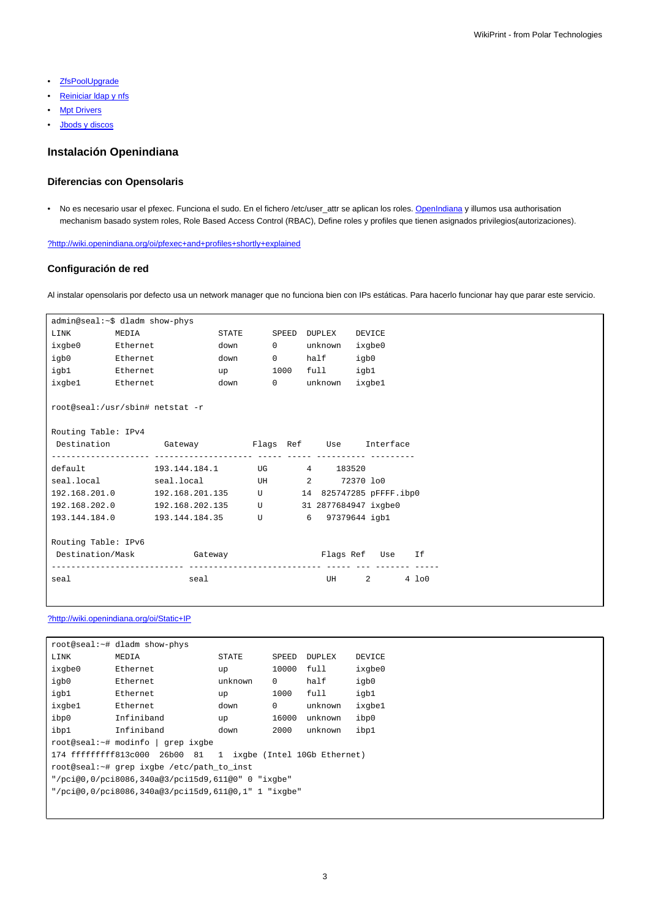- ZfsPoolUpgrade
- Reiniciar ldap y nfs
- Mpt Drivers
- Jbods y discos

### Instalación Openindiana

#### Diferencias con Opensolaris

- No es necesario usar el pfexec. Funciona el sudo. En el fichero /etc/user_attr se aplican los roles. OpenIndiana y illumos usa authorisation mechanism basado system roles, Role Based Access Control (RBAC), Define roles y profiles que tienen asignados privilegios(autorizaciones).

?http://wiki.openindiana.org/oi/pfexec+and+profiles+shortly+explained

#### Configuración de red

Al instalar opensolaris por defecto usa un network manager que no funciona bien con IPs estáticas. Para hacerlo funcionar hay que parar este servicio.

```
admin@seal:~$ dladm show-phys
LINK         MEDIA                STATE      SPEED  DUPLEX    DEVICE
ixgbe0       Ethernet             down       0      unknown   ixgbe0
igb0         Ethernet             down       0      half      igb0
igb1         Ethernet             up         1000   full      igb1
ixgbe1       Ethernet             down       0      unknown   ixgbe1

root@seal:/usr/sbin# netstat -r

Routing Table: IPv4
 Destination           Gateway           Flags  Ref     Use     Interface
-------------------- -------------------- ----- ----- ---------- ---------
default              193.144.184.1        UG        4     183520
seal.local           seal.local           UH        2      72370 lo0
192.168.201.0        192.168.201.135      U        14  825747285 pFFFF.ibp0
192.168.202.0        192.168.202.135      U        31 2877684947 ixgbe0
193.144.184.0        193.144.184.35       U         6   97379644 igb1

Routing Table: IPv6
 Destination/Mask            Gateway                   Flags Ref   Use    If
--------------------------- --------------------------- ----- --- ------- -----
seal                        seal                        UH      2       4 lo0
```

?http://wiki.openindiana.org/oi/Static+IP

```
root@seal:~# dladm show-phys
LINK         MEDIA                STATE      SPEED  DUPLEX    DEVICE
ixgbe0       Ethernet             up         10000  full      ixgbe0
igb0         Ethernet             unknown    0      half      igb0
igb1         Ethernet             up         1000   full      igb1
ixgbe1       Ethernet             down       0      unknown   ixgbe1
ibp0         Infiniband           up         16000  unknown   ibp0
ibp1         Infiniband           down       2000   unknown   ibp1
root@seal:~# modinfo | grep ixgbe
174 fffffffff813c000  26b00  81   1  ixgbe (Intel 10Gb Ethernet)
root@seal:~# grep ixgbe /etc/path_to_inst
"/pci@0,0/pci8086,340a@3/pci15d9,611@0" 0 "ixgbe"
"/pci@0,0/pci8086,340a@3/pci15d9,611@0,1" 1 "ixgbe"
```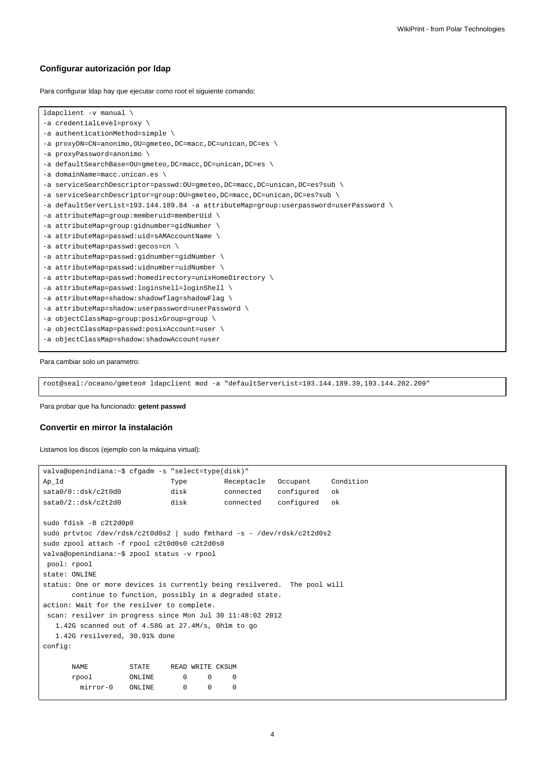### Configurar autorización por ldap

Para configurar ldap hay que ejecutar como root el siguiente comando:

```
ldapclient -v manual \
-a credentialLevel=proxy \
-a authenticationMethod=simple \
-a proxyDN=CN=anonimo,OU=gmeteo,DC=macc,DC=unican,DC=es \
-a proxyPassword=anonimo \
-a defaultSearchBase=OU=gmeteo,DC=macc,DC=unican,DC=es \
-a domainName=macc.unican.es \
-a serviceSearchDescriptor=passwd:OU=gmeteo,DC=macc,DC=unican,DC=es?sub \
-a serviceSearchDescriptor=group:OU=gmeteo,DC=macc,DC=unican,DC=es?sub \
-a defaultServerList=193.144.189.84 -a attributeMap=group:userpassword=userPassword \
-a attributeMap=group:memberuid=memberUid \
-a attributeMap=group:gidnumber=gidNumber \
-a attributeMap=passwd:uid=sAMAccountName \
-a attributeMap=passwd:gecos=cn \
-a attributeMap=passwd:gidnumber=gidNumber \
-a attributeMap=passwd:uidnumber=uidNumber \
-a attributeMap=passwd:homedirectory=unixHomeDirectory \
-a attributeMap=passwd:loginshell=loginShell \
-a attributeMap=shadow:shadowflag=shadowFlag \
-a attributeMap=shadow:userpassword=userPassword \
-a objectClassMap=group:posixGroup=group \
-a objectClassMap=passwd:posixAccount=user \
-a objectClassMap=shadow:shadowAccount=user
```

Para cambiar solo un parametro:

```
root@seal:/oceano/gmeteo# ldapclient mod -a "defaultServerList=193.144.189.39,193.144.202.209"
```

Para probar que ha funcionado: **getent passwd**

### Convertir en mirror la instalación

Listamos los discos (ejemplo con la máquina virtual):

```
valva@openindiana:~$ cfgadm -s "select=type(disk)"
Ap_Id                          Type         Receptacle   Occupant     Condition
sata0/0::dsk/c2t0d0            disk         connected    configured   ok
sata0/2::dsk/c2t2d0            disk         connected    configured   ok

sudo fdisk -B c2t2d0p0
sudo prtvtoc /dev/rdsk/c2t0d0s2 | sudo fmthard -s - /dev/rdsk/c2t2d0s2
sudo zpool attach -f rpool c2t0d0s0 c2t2d0s0
valva@openindiana:~$ zpool status -v rpool
 pool: rpool
state: ONLINE
status: One or more devices is currently being resilvered.  The pool will
       continue to function, possibly in a degraded state.
action: Wait for the resilver to complete.
 scan: resilver in progress since Mon Jul 30 11:48:02 2012
   1.42G scanned out of 4.58G at 27.4M/s, 0h1m to go
   1.42G resilvered, 30.91% done
config:

       NAME          STATE     READ WRITE CKSUM
       rpool         ONLINE       0     0     0
         mirror-0    ONLINE       0     0     0
```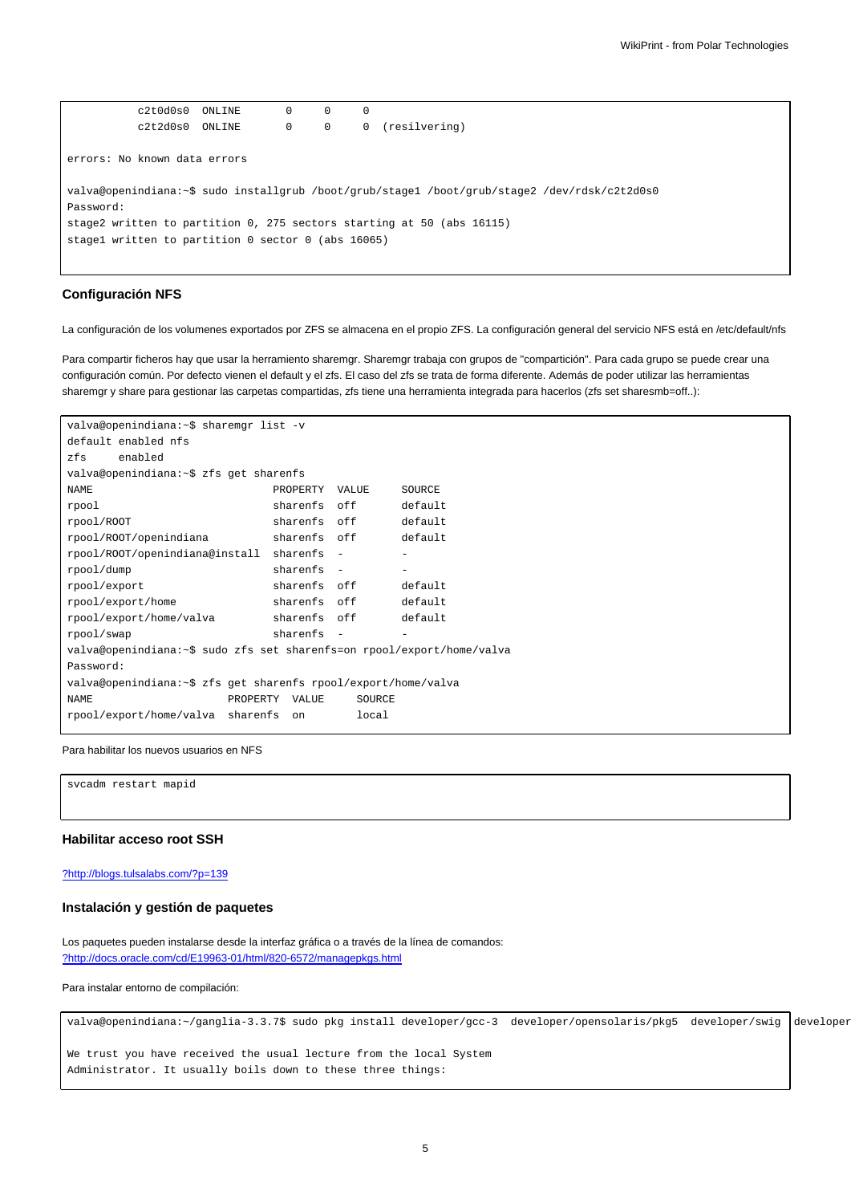```
          c2t0d0s0  ONLINE       0     0     0
          c2t2d0s0  ONLINE       0     0     0  (resilvering)

errors: No known data errors

valva@openindiana:~$ sudo installgrub /boot/grub/stage1 /boot/grub/stage2 /dev/rdsk/c2t2d0s0
Password:
stage2 written to partition 0, 275 sectors starting at 50 (abs 16115)
stage1 written to partition 0 sector 0 (abs 16065)
```

### Configuración NFS

La configuración de los volumenes exportados por ZFS se almacena en el propio ZFS. La configuración general del servicio NFS está en /etc/default/nfs

Para compartir ficheros hay que usar la herramiento sharemgr. Sharemgr trabaja con grupos de "compartición". Para cada grupo se puede crear una configuración común. Por defecto vienen el default y el zfs. El caso del zfs se trata de forma diferente. Además de poder utilizar las herramientas sharemgr y share para gestionar las carpetas compartidas, zfs tiene una herramienta integrada para hacerlos (zfs set sharesmb=off..):

```
valva@openindiana:~$ sharemgr list -v
default enabled nfs
zfs     enabled
valva@openindiana:~$ zfs get sharenfs
NAME                            PROPERTY  VALUE     SOURCE
rpool                           sharenfs  off       default
rpool/ROOT                      sharenfs  off       default
rpool/ROOT/openindiana          sharenfs  off       default
rpool/ROOT/openindiana@install  sharenfs  -         -
rpool/dump                      sharenfs  -         -
rpool/export                    sharenfs  off       default
rpool/export/home               sharenfs  off       default
rpool/export/home/valva         sharenfs  off       default
rpool/swap                      sharenfs  -         -
valva@openindiana:~$ sudo zfs set sharenfs=on rpool/export/home/valva
Password:
valva@openindiana:~$ zfs get sharenfs rpool/export/home/valva
NAME                     PROPERTY  VALUE     SOURCE
rpool/export/home/valva  sharenfs  on        local
```

Para habilitar los nuevos usuarios en NFS

```
svcadm restart mapid
```

### Habilitar acceso root SSH

?http://blogs.tulsalabs.com/?p=139

### Instalación y gestión de paquetes

Los paquetes pueden instalarse desde la interfaz gráfica o a través de la línea de comandos:
?http://docs.oracle.com/cd/E19963-01/html/820-6572/managepkgs.html

Para instalar entorno de compilación:

```
valva@openindiana:~/ganglia-3.3.7$ sudo pkg install developer/gcc-3  developer/opensolaris/pkg5  developer/swig  developer

We trust you have received the usual lecture from the local System
Administrator. It usually boils down to these three things:
```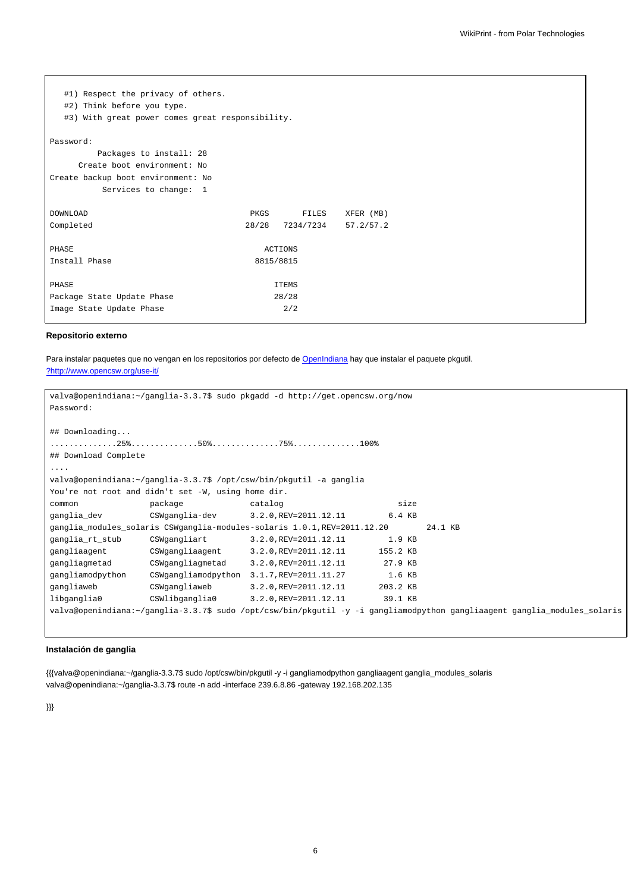```
   #1) Respect the privacy of others.
   #2) Think before you type.
   #3) With great power comes great responsibility.

Password:
          Packages to install: 28
      Create boot environment: No
Create backup boot environment: No
           Services to change:  1

DOWNLOAD                                  PKGS       FILES    XFER (MB)
Completed                                28/28   7234/7234    57.2/57.2

PHASE                                        ACTIONS
Install Phase                              8815/8815

PHASE                                          ITEMS
Package State Update Phase                     28/28
Image State Update Phase                         2/2
```

**Repositorio externo**

Para instalar paquetes que no vengan en los repositorios por defecto de OpenIndiana hay que instalar el paquete pkgutil.
?http://www.opencsw.org/use-it/

```
valva@openindiana:~/ganglia-3.3.7$ sudo pkgadd -d http://get.opencsw.org/now
Password:

## Downloading...
..............25%..............50%..............75%..............100%
## Download Complete
....
valva@openindiana:~/ganglia-3.3.7$ /opt/csw/bin/pkgutil -a ganglia
You're not root and didn't set -W, using home dir.
common               package              catalog                        size
ganglia_dev          CSWganglia-dev       3.2.0,REV=2011.12.11         6.4 KB
ganglia_modules_solaris CSWganglia-modules-solaris 1.0.1,REV=2011.12.20        24.1 KB
ganglia_rt_stub      CSWgangliart         3.2.0,REV=2011.12.11         1.9 KB
gangliaagent         CSWgangliaagent      3.2.0,REV=2011.12.11       155.2 KB
gangliagmetad        CSWgangliagmetad     3.2.0,REV=2011.12.11        27.9 KB
gangliamodpython     CSWgangliamodpython  3.1.7,REV=2011.11.27         1.6 KB
gangliaweb           CSWgangliaweb        3.2.0,REV=2011.12.11       203.2 KB
libganglia0          CSWlibganglia0       3.2.0,REV=2011.12.11        39.1 KB
valva@openindiana:~/ganglia-3.3.7$ sudo /opt/csw/bin/pkgutil -y -i gangliamodpython gangliaagent ganglia_modules_solaris
```

**Instalación de ganglia**

{{{valva@openindiana:~/ganglia-3.3.7$ sudo /opt/csw/bin/pkgutil -y -i gangliamodpython gangliaagent ganglia_modules_solaris
valva@openindiana:~/ganglia-3.3.7$ route -n add -interface 239.6.8.86 -gateway 192.168.202.135

}}}